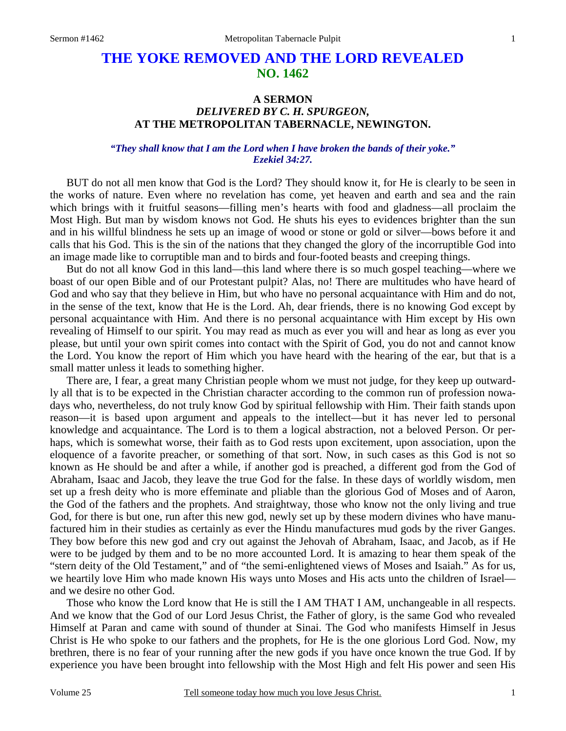# THE YOKE REMOVED AND THE LORD REVEALED
## NO. 1462

### A SERMON
### *DELIVERED BY C. H. SPURGEON,*
### AT THE METROPOLITAN TABERNACLE, NEWINGTON.

***"They shall know that I am the Lord when I have broken the bands of their yoke." Ezekiel 34:27.***

BUT do not all men know that God is the Lord? They should know it, for He is clearly to be seen in the works of nature. Even where no revelation has come, yet heaven and earth and sea and the rain which brings with it fruitful seasons—filling men's hearts with food and gladness—all proclaim the Most High. But man by wisdom knows not God. He shuts his eyes to evidences brighter than the sun and in his willful blindness he sets up an image of wood or stone or gold or silver—bows before it and calls that his God. This is the sin of the nations that they changed the glory of the incorruptible God into an image made like to corruptible man and to birds and four-footed beasts and creeping things.

But do not all know God in this land—this land where there is so much gospel teaching—where we boast of our open Bible and of our Protestant pulpit? Alas, no! There are multitudes who have heard of God and who say that they believe in Him, but who have no personal acquaintance with Him and do not, in the sense of the text, know that He is the Lord. Ah, dear friends, there is no knowing God except by personal acquaintance with Him. And there is no personal acquaintance with Him except by His own revealing of Himself to our spirit. You may read as much as ever you will and hear as long as ever you please, but until your own spirit comes into contact with the Spirit of God, you do not and cannot know the Lord. You know the report of Him which you have heard with the hearing of the ear, but that is a small matter unless it leads to something higher.

There are, I fear, a great many Christian people whom we must not judge, for they keep up outwardly all that is to be expected in the Christian character according to the common run of profession nowadays who, nevertheless, do not truly know God by spiritual fellowship with Him. Their faith stands upon reason—it is based upon argument and appeals to the intellect—but it has never led to personal knowledge and acquaintance. The Lord is to them a logical abstraction, not a beloved Person. Or perhaps, which is somewhat worse, their faith as to God rests upon excitement, upon association, upon the eloquence of a favorite preacher, or something of that sort. Now, in such cases as this God is not so known as He should be and after a while, if another god is preached, a different god from the God of Abraham, Isaac and Jacob, they leave the true God for the false. In these days of worldly wisdom, men set up a fresh deity who is more effeminate and pliable than the glorious God of Moses and of Aaron, the God of the fathers and the prophets. And straightway, those who know not the only living and true God, for there is but one, run after this new god, newly set up by these modern divines who have manufactured him in their studies as certainly as ever the Hindu manufactures mud gods by the river Ganges. They bow before this new god and cry out against the Jehovah of Abraham, Isaac, and Jacob, as if He were to be judged by them and to be no more accounted Lord. It is amazing to hear them speak of the "stern deity of the Old Testament," and of "the semi-enlightened views of Moses and Isaiah." As for us, we heartily love Him who made known His ways unto Moses and His acts unto the children of Israel—and we desire no other God.

Those who know the Lord know that He is still the I AM THAT I AM, unchangeable in all respects. And we know that the God of our Lord Jesus Christ, the Father of glory, is the same God who revealed Himself at Paran and came with sound of thunder at Sinai. The God who manifests Himself in Jesus Christ is He who spoke to our fathers and the prophets, for He is the one glorious Lord God. Now, my brethren, there is no fear of your running after the new gods if you have once known the true God. If by experience you have been brought into fellowship with the Most High and felt His power and seen His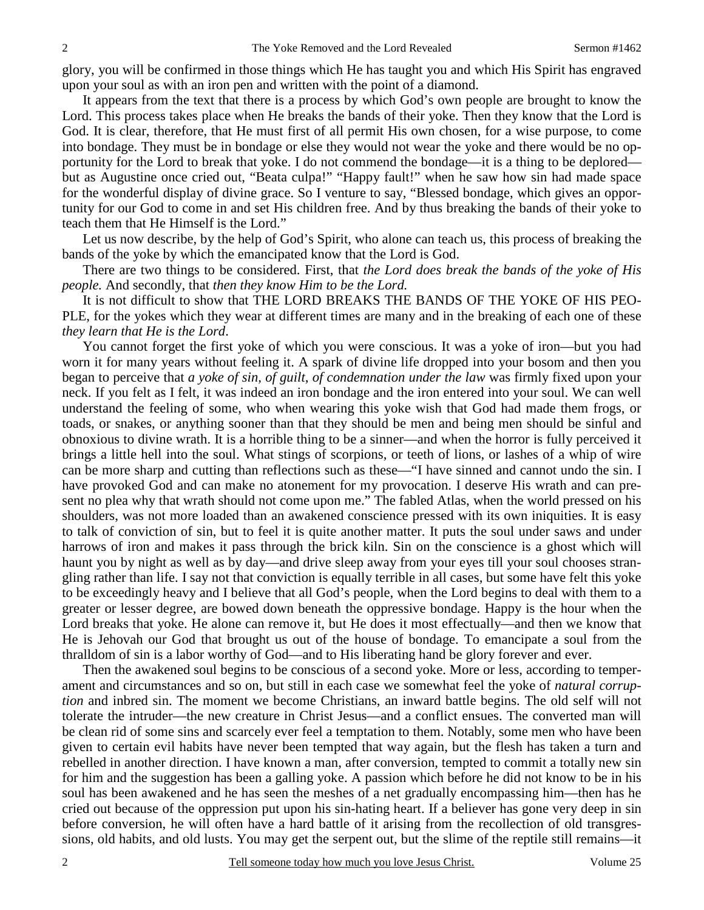glory, you will be confirmed in those things which He has taught you and which His Spirit has engraved upon your soul as with an iron pen and written with the point of a diamond.

It appears from the text that there is a process by which God's own people are brought to know the Lord. This process takes place when He breaks the bands of their yoke. Then they know that the Lord is God. It is clear, therefore, that He must first of all permit His own chosen, for a wise purpose, to come into bondage. They must be in bondage or else they would not wear the yoke and there would be no opportunity for the Lord to break that yoke. I do not commend the bondage—it is a thing to be deplored—but as Augustine once cried out, "Beata culpa!" "Happy fault!" when he saw how sin had made space for the wonderful display of divine grace. So I venture to say, "Blessed bondage, which gives an opportunity for our God to come in and set His children free. And by thus breaking the bands of their yoke to teach them that He Himself is the Lord."

Let us now describe, by the help of God's Spirit, who alone can teach us, this process of breaking the bands of the yoke by which the emancipated know that the Lord is God.

There are two things to be considered. First, that *the Lord does break the bands of the yoke of His people.* And secondly, that *then they know Him to be the Lord.*

It is not difficult to show that THE LORD BREAKS THE BANDS OF THE YOKE OF HIS PEOPLE, for the yokes which they wear at different times are many and in the breaking of each one of these *they learn that He is the Lord*.

You cannot forget the first yoke of which you were conscious. It was a yoke of iron—but you had worn it for many years without feeling it. A spark of divine life dropped into your bosom and then you began to perceive that *a yoke of sin, of guilt, of condemnation under the law* was firmly fixed upon your neck. If you felt as I felt, it was indeed an iron bondage and the iron entered into your soul. We can well understand the feeling of some, who when wearing this yoke wish that God had made them frogs, or toads, or snakes, or anything sooner than that they should be men and being men should be sinful and obnoxious to divine wrath. It is a horrible thing to be a sinner—and when the horror is fully perceived it brings a little hell into the soul. What stings of scorpions, or teeth of lions, or lashes of a whip of wire can be more sharp and cutting than reflections such as these—"I have sinned and cannot undo the sin. I have provoked God and can make no atonement for my provocation. I deserve His wrath and can present no plea why that wrath should not come upon me." The fabled Atlas, when the world pressed on his shoulders, was not more loaded than an awakened conscience pressed with its own iniquities. It is easy to talk of conviction of sin, but to feel it is quite another matter. It puts the soul under saws and under harrows of iron and makes it pass through the brick kiln. Sin on the conscience is a ghost which will haunt you by night as well as by day—and drive sleep away from your eyes till your soul chooses strangling rather than life. I say not that conviction is equally terrible in all cases, but some have felt this yoke to be exceedingly heavy and I believe that all God's people, when the Lord begins to deal with them to a greater or lesser degree, are bowed down beneath the oppressive bondage. Happy is the hour when the Lord breaks that yoke. He alone can remove it, but He does it most effectually—and then we know that He is Jehovah our God that brought us out of the house of bondage. To emancipate a soul from the thralldom of sin is a labor worthy of God—and to His liberating hand be glory forever and ever.

Then the awakened soul begins to be conscious of a second yoke. More or less, according to temperament and circumstances and so on, but still in each case we somewhat feel the yoke of *natural corruption* and inbred sin. The moment we become Christians, an inward battle begins. The old self will not tolerate the intruder—the new creature in Christ Jesus—and a conflict ensues. The converted man will be clean rid of some sins and scarcely ever feel a temptation to them. Notably, some men who have been given to certain evil habits have never been tempted that way again, but the flesh has taken a turn and rebelled in another direction. I have known a man, after conversion, tempted to commit a totally new sin for him and the suggestion has been a galling yoke. A passion which before he did not know to be in his soul has been awakened and he has seen the meshes of a net gradually encompassing him—then has he cried out because of the oppression put upon his sin-hating heart. If a believer has gone very deep in sin before conversion, he will often have a hard battle of it arising from the recollection of old transgressions, old habits, and old lusts. You may get the serpent out, but the slime of the reptile still remains—it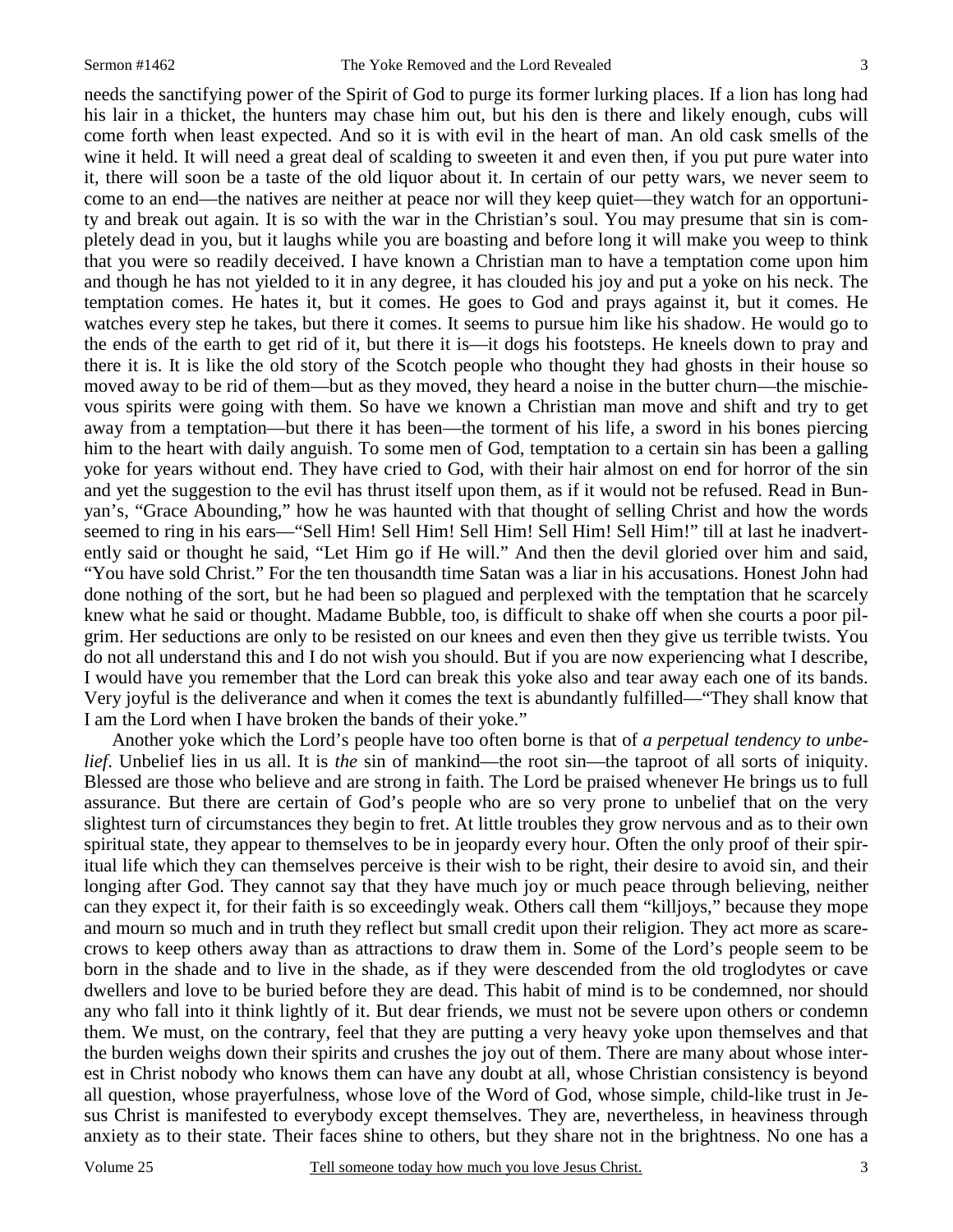needs the sanctifying power of the Spirit of God to purge its former lurking places. If a lion has long had his lair in a thicket, the hunters may chase him out, but his den is there and likely enough, cubs will come forth when least expected. And so it is with evil in the heart of man. An old cask smells of the wine it held. It will need a great deal of scalding to sweeten it and even then, if you put pure water into it, there will soon be a taste of the old liquor about it. In certain of our petty wars, we never seem to come to an end—the natives are neither at peace nor will they keep quiet—they watch for an opportunity and break out again. It is so with the war in the Christian's soul. You may presume that sin is completely dead in you, but it laughs while you are boasting and before long it will make you weep to think that you were so readily deceived. I have known a Christian man to have a temptation come upon him and though he has not yielded to it in any degree, it has clouded his joy and put a yoke on his neck. The temptation comes. He hates it, but it comes. He goes to God and prays against it, but it comes. He watches every step he takes, but there it comes. It seems to pursue him like his shadow. He would go to the ends of the earth to get rid of it, but there it is—it dogs his footsteps. He kneels down to pray and there it is. It is like the old story of the Scotch people who thought they had ghosts in their house so moved away to be rid of them—but as they moved, they heard a noise in the butter churn—the mischievous spirits were going with them. So have we known a Christian man move and shift and try to get away from a temptation—but there it has been—the torment of his life, a sword in his bones piercing him to the heart with daily anguish. To some men of God, temptation to a certain sin has been a galling yoke for years without end. They have cried to God, with their hair almost on end for horror of the sin and yet the suggestion to the evil has thrust itself upon them, as if it would not be refused. Read in Bunyan's, "Grace Abounding," how he was haunted with that thought of selling Christ and how the words seemed to ring in his ears—"Sell Him! Sell Him! Sell Him! Sell Him! Sell Him!" till at last he inadvertently said or thought he said, "Let Him go if He will." And then the devil gloried over him and said, "You have sold Christ." For the ten thousandth time Satan was a liar in his accusations. Honest John had done nothing of the sort, but he had been so plagued and perplexed with the temptation that he scarcely knew what he said or thought. Madame Bubble, too, is difficult to shake off when she courts a poor pilgrim. Her seductions are only to be resisted on our knees and even then they give us terrible twists. You do not all understand this and I do not wish you should. But if you are now experiencing what I describe, I would have you remember that the Lord can break this yoke also and tear away each one of its bands. Very joyful is the deliverance and when it comes the text is abundantly fulfilled—"They shall know that I am the Lord when I have broken the bands of their yoke."

Another yoke which the Lord's people have too often borne is that of *a perpetual tendency to unbelief*. Unbelief lies in us all. It is *the* sin of mankind—the root sin—the taproot of all sorts of iniquity. Blessed are those who believe and are strong in faith. The Lord be praised whenever He brings us to full assurance. But there are certain of God's people who are so very prone to unbelief that on the very slightest turn of circumstances they begin to fret. At little troubles they grow nervous and as to their own spiritual state, they appear to themselves to be in jeopardy every hour. Often the only proof of their spiritual life which they can themselves perceive is their wish to be right, their desire to avoid sin, and their longing after God. They cannot say that they have much joy or much peace through believing, neither can they expect it, for their faith is so exceedingly weak. Others call them "killjoys," because they mope and mourn so much and in truth they reflect but small credit upon their religion. They act more as scarecrows to keep others away than as attractions to draw them in. Some of the Lord's people seem to be born in the shade and to live in the shade, as if they were descended from the old troglodytes or cave dwellers and love to be buried before they are dead. This habit of mind is to be condemned, nor should any who fall into it think lightly of it. But dear friends, we must not be severe upon others or condemn them. We must, on the contrary, feel that they are putting a very heavy yoke upon themselves and that the burden weighs down their spirits and crushes the joy out of them. There are many about whose interest in Christ nobody who knows them can have any doubt at all, whose Christian consistency is beyond all question, whose prayerfulness, whose love of the Word of God, whose simple, child-like trust in Jesus Christ is manifested to everybody except themselves. They are, nevertheless, in heaviness through anxiety as to their state. Their faces shine to others, but they share not in the brightness. No one has a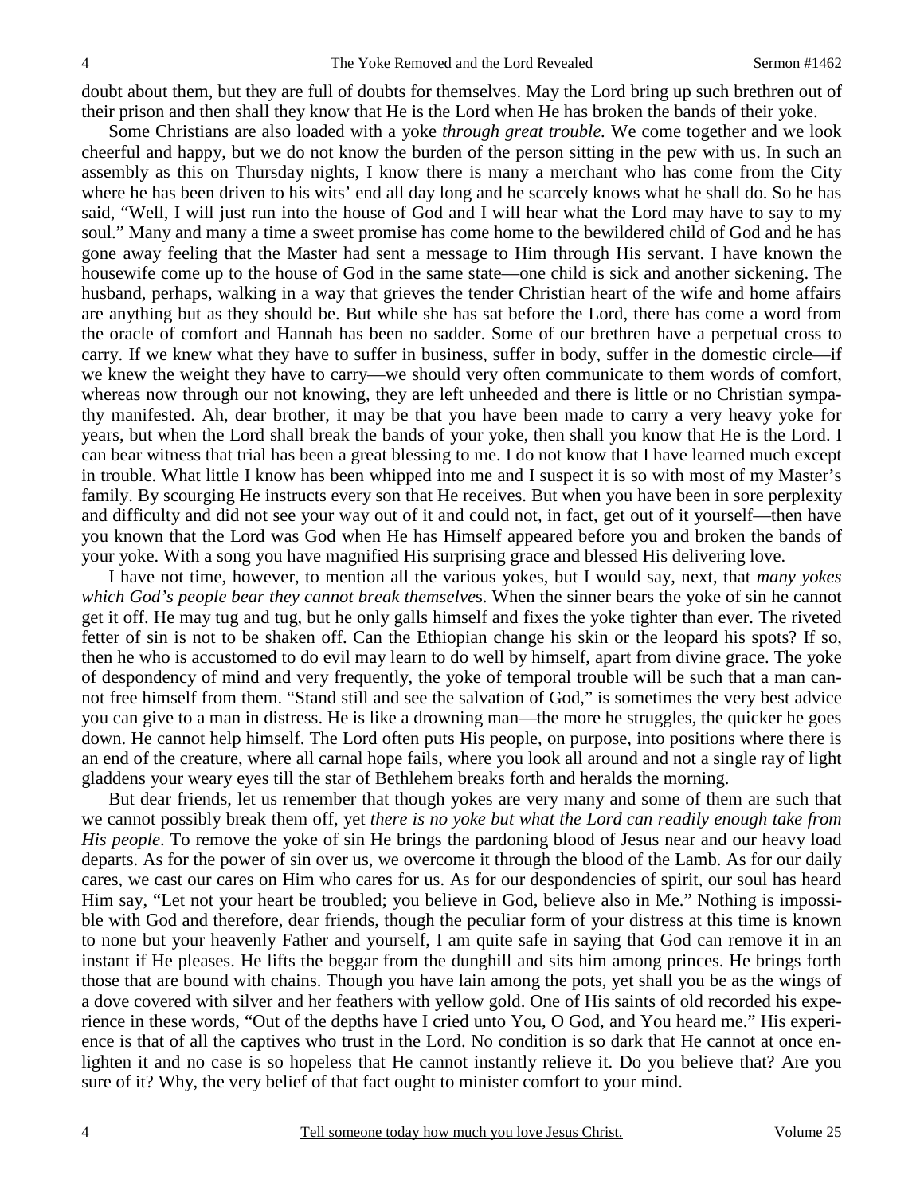doubt about them, but they are full of doubts for themselves. May the Lord bring up such brethren out of their prison and then shall they know that He is the Lord when He has broken the bands of their yoke.

Some Christians are also loaded with a yoke *through great trouble.* We come together and we look cheerful and happy, but we do not know the burden of the person sitting in the pew with us. In such an assembly as this on Thursday nights, I know there is many a merchant who has come from the City where he has been driven to his wits' end all day long and he scarcely knows what he shall do. So he has said, "Well, I will just run into the house of God and I will hear what the Lord may have to say to my soul." Many and many a time a sweet promise has come home to the bewildered child of God and he has gone away feeling that the Master had sent a message to Him through His servant. I have known the housewife come up to the house of God in the same state—one child is sick and another sickening. The husband, perhaps, walking in a way that grieves the tender Christian heart of the wife and home affairs are anything but as they should be. But while she has sat before the Lord, there has come a word from the oracle of comfort and Hannah has been no sadder. Some of our brethren have a perpetual cross to carry. If we knew what they have to suffer in business, suffer in body, suffer in the domestic circle—if we knew the weight they have to carry—we should very often communicate to them words of comfort, whereas now through our not knowing, they are left unheeded and there is little or no Christian sympathy manifested. Ah, dear brother, it may be that you have been made to carry a very heavy yoke for years, but when the Lord shall break the bands of your yoke, then shall you know that He is the Lord. I can bear witness that trial has been a great blessing to me. I do not know that I have learned much except in trouble. What little I know has been whipped into me and I suspect it is so with most of my Master's family. By scourging He instructs every son that He receives. But when you have been in sore perplexity and difficulty and did not see your way out of it and could not, in fact, get out of it yourself—then have you known that the Lord was God when He has Himself appeared before you and broken the bands of your yoke. With a song you have magnified His surprising grace and blessed His delivering love.

I have not time, however, to mention all the various yokes, but I would say, next, that *many yokes which God's people bear they cannot break themselves*. When the sinner bears the yoke of sin he cannot get it off. He may tug and tug, but he only galls himself and fixes the yoke tighter than ever. The riveted fetter of sin is not to be shaken off. Can the Ethiopian change his skin or the leopard his spots? If so, then he who is accustomed to do evil may learn to do well by himself, apart from divine grace. The yoke of despondency of mind and very frequently, the yoke of temporal trouble will be such that a man cannot free himself from them. "Stand still and see the salvation of God," is sometimes the very best advice you can give to a man in distress. He is like a drowning man—the more he struggles, the quicker he goes down. He cannot help himself. The Lord often puts His people, on purpose, into positions where there is an end of the creature, where all carnal hope fails, where you look all around and not a single ray of light gladdens your weary eyes till the star of Bethlehem breaks forth and heralds the morning.

But dear friends, let us remember that though yokes are very many and some of them are such that we cannot possibly break them off, yet *there is no yoke but what the Lord can readily enough take from His people*. To remove the yoke of sin He brings the pardoning blood of Jesus near and our heavy load departs. As for the power of sin over us, we overcome it through the blood of the Lamb. As for our daily cares, we cast our cares on Him who cares for us. As for our despondencies of spirit, our soul has heard Him say, "Let not your heart be troubled; you believe in God, believe also in Me." Nothing is impossible with God and therefore, dear friends, though the peculiar form of your distress at this time is known to none but your heavenly Father and yourself, I am quite safe in saying that God can remove it in an instant if He pleases. He lifts the beggar from the dunghill and sits him among princes. He brings forth those that are bound with chains. Though you have lain among the pots, yet shall you be as the wings of a dove covered with silver and her feathers with yellow gold. One of His saints of old recorded his experience in these words, "Out of the depths have I cried unto You, O God, and You heard me." His experience is that of all the captives who trust in the Lord. No condition is so dark that He cannot at once enlighten it and no case is so hopeless that He cannot instantly relieve it. Do you believe that? Are you sure of it? Why, the very belief of that fact ought to minister comfort to your mind.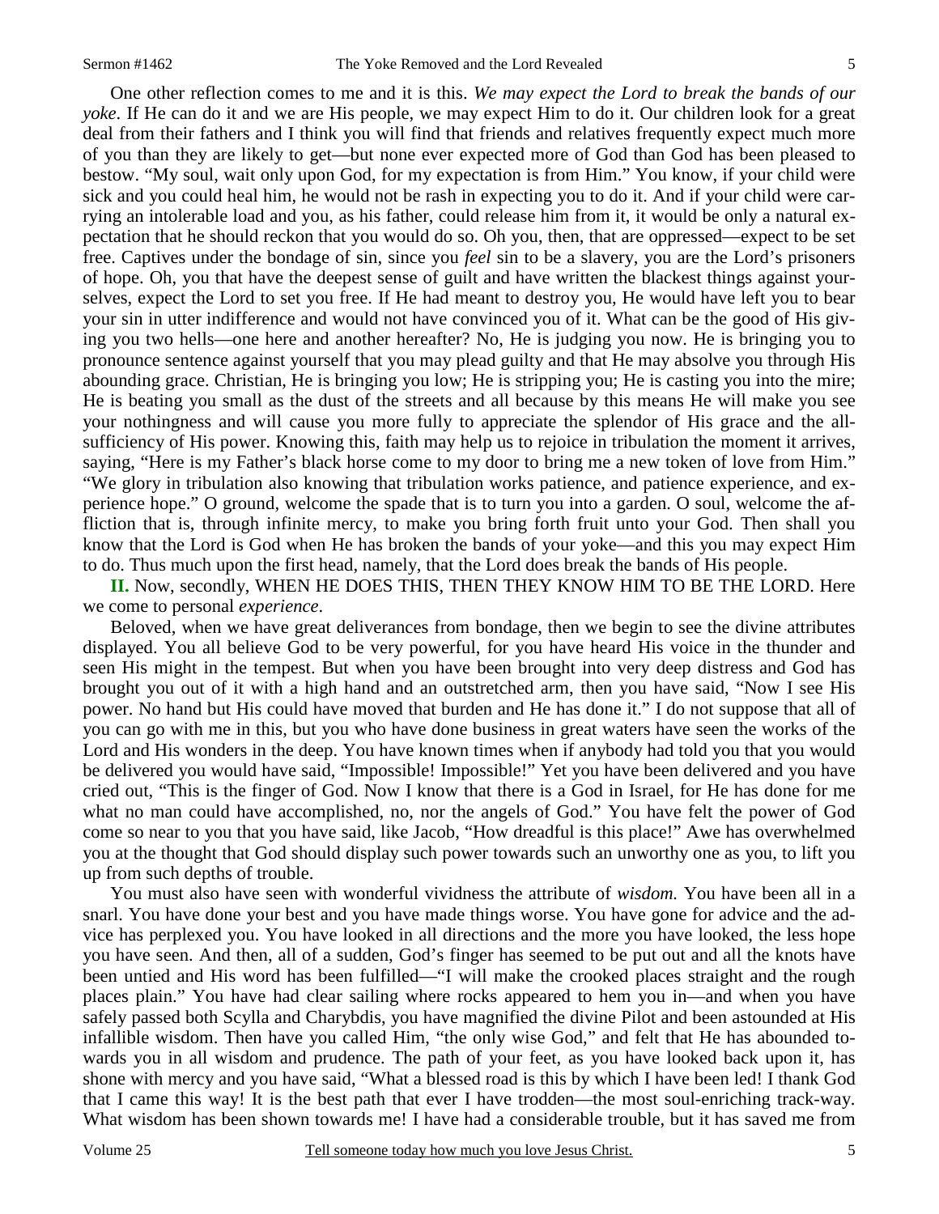One other reflection comes to me and it is this. *We may expect the Lord to break the bands of our yoke*. If He can do it and we are His people, we may expect Him to do it. Our children look for a great deal from their fathers and I think you will find that friends and relatives frequently expect much more of you than they are likely to get—but none ever expected more of God than God has been pleased to bestow. "My soul, wait only upon God, for my expectation is from Him." You know, if your child were sick and you could heal him, he would not be rash in expecting you to do it. And if your child were carrying an intolerable load and you, as his father, could release him from it, it would be only a natural expectation that he should reckon that you would do so. Oh you, then, that are oppressed—expect to be set free. Captives under the bondage of sin, since you *feel* sin to be a slavery, you are the Lord's prisoners of hope. Oh, you that have the deepest sense of guilt and have written the blackest things against yourselves, expect the Lord to set you free. If He had meant to destroy you, He would have left you to bear your sin in utter indifference and would not have convinced you of it. What can be the good of His giving you two hells—one here and another hereafter? No, He is judging you now. He is bringing you to pronounce sentence against yourself that you may plead guilty and that He may absolve you through His abounding grace. Christian, He is bringing you low; He is stripping you; He is casting you into the mire; He is beating you small as the dust of the streets and all because by this means He will make you see your nothingness and will cause you more fully to appreciate the splendor of His grace and the all-sufficiency of His power. Knowing this, faith may help us to rejoice in tribulation the moment it arrives, saying, "Here is my Father's black horse come to my door to bring me a new token of love from Him." "We glory in tribulation also knowing that tribulation works patience, and patience experience, and experience hope." O ground, welcome the spade that is to turn you into a garden. O soul, welcome the affliction that is, through infinite mercy, to make you bring forth fruit unto your God. Then shall you know that the Lord is God when He has broken the bands of your yoke—and this you may expect Him to do. Thus much upon the first head, namely, that the Lord does break the bands of His people.

**II.** Now, secondly, WHEN HE DOES THIS, THEN THEY KNOW HIM TO BE THE LORD. Here we come to personal *experience*.

Beloved, when we have great deliverances from bondage, then we begin to see the divine attributes displayed. You all believe God to be very powerful, for you have heard His voice in the thunder and seen His might in the tempest. But when you have been brought into very deep distress and God has brought you out of it with a high hand and an outstretched arm, then you have said, "Now I see His power. No hand but His could have moved that burden and He has done it." I do not suppose that all of you can go with me in this, but you who have done business in great waters have seen the works of the Lord and His wonders in the deep. You have known times when if anybody had told you that you would be delivered you would have said, "Impossible! Impossible!" Yet you have been delivered and you have cried out, "This is the finger of God. Now I know that there is a God in Israel, for He has done for me what no man could have accomplished, no, nor the angels of God." You have felt the power of God come so near to you that you have said, like Jacob, "How dreadful is this place!" Awe has overwhelmed you at the thought that God should display such power towards such an unworthy one as you, to lift you up from such depths of trouble.

You must also have seen with wonderful vividness the attribute of *wisdom.* You have been all in a snarl. You have done your best and you have made things worse. You have gone for advice and the advice has perplexed you. You have looked in all directions and the more you have looked, the less hope you have seen. And then, all of a sudden, God's finger has seemed to be put out and all the knots have been untied and His word has been fulfilled—"I will make the crooked places straight and the rough places plain." You have had clear sailing where rocks appeared to hem you in—and when you have safely passed both Scylla and Charybdis, you have magnified the divine Pilot and been astounded at His infallible wisdom. Then have you called Him, "the only wise God," and felt that He has abounded towards you in all wisdom and prudence. The path of your feet, as you have looked back upon it, has shone with mercy and you have said, "What a blessed road is this by which I have been led! I thank God that I came this way! It is the best path that ever I have trodden—the most soul-enriching track-way. What wisdom has been shown towards me! I have had a considerable trouble, but it has saved me from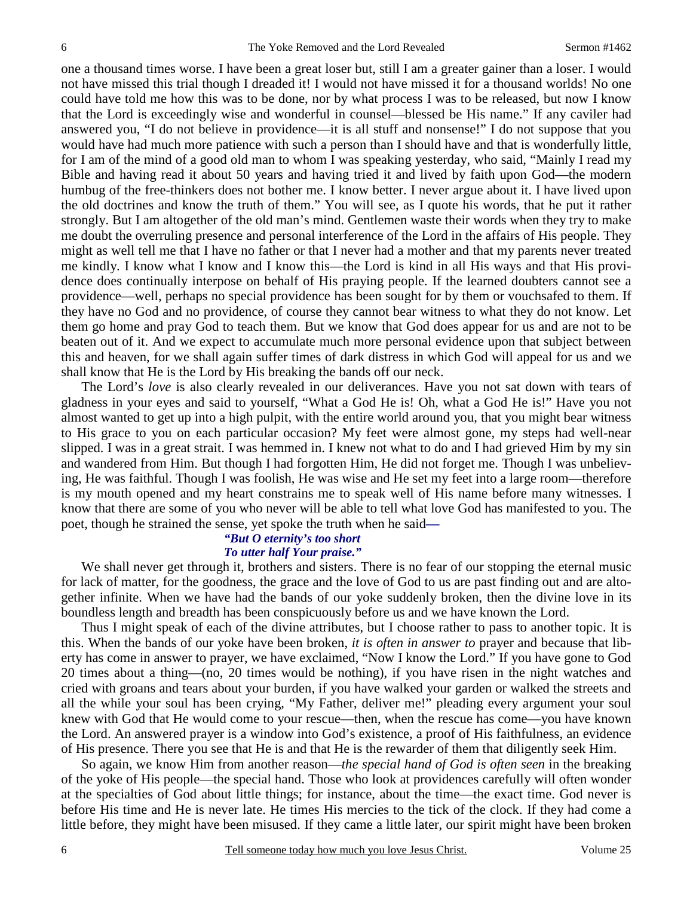one a thousand times worse. I have been a great loser but, still I am a greater gainer than a loser. I would not have missed this trial though I dreaded it! I would not have missed it for a thousand worlds! No one could have told me how this was to be done, nor by what process I was to be released, but now I know that the Lord is exceedingly wise and wonderful in counsel—blessed be His name." If any caviler had answered you, "I do not believe in providence—it is all stuff and nonsense!" I do not suppose that you would have had much more patience with such a person than I should have and that is wonderfully little, for I am of the mind of a good old man to whom I was speaking yesterday, who said, "Mainly I read my Bible and having read it about 50 years and having tried it and lived by faith upon God—the modern humbug of the free-thinkers does not bother me. I know better. I never argue about it. I have lived upon the old doctrines and know the truth of them." You will see, as I quote his words, that he put it rather strongly. But I am altogether of the old man's mind. Gentlemen waste their words when they try to make me doubt the overruling presence and personal interference of the Lord in the affairs of His people. They might as well tell me that I have no father or that I never had a mother and that my parents never treated me kindly. I know what I know and I know this—the Lord is kind in all His ways and that His providence does continually interpose on behalf of His praying people. If the learned doubters cannot see a providence—well, perhaps no special providence has been sought for by them or vouchsafed to them. If they have no God and no providence, of course they cannot bear witness to what they do not know. Let them go home and pray God to teach them. But we know that God does appear for us and are not to be beaten out of it. And we expect to accumulate much more personal evidence upon that subject between this and heaven, for we shall again suffer times of dark distress in which God will appeal for us and we shall know that He is the Lord by His breaking the bands off our neck.

The Lord's *love* is also clearly revealed in our deliverances. Have you not sat down with tears of gladness in your eyes and said to yourself, "What a God He is! Oh, what a God He is!" Have you not almost wanted to get up into a high pulpit, with the entire world around you, that you might bear witness to His grace to you on each particular occasion? My feet were almost gone, my steps had well-near slipped. I was in a great strait. I was hemmed in. I knew not what to do and I had grieved Him by my sin and wandered from Him. But though I had forgotten Him, He did not forget me. Though I was unbelieving, He was faithful. Though I was foolish, He was wise and He set my feet into a large room—therefore is my mouth opened and my heart constrains me to speak well of His name before many witnesses. I know that there are some of you who never will be able to tell what love God has manifested to you. The poet, though he strained the sense, yet spoke the truth when he said—

> ***"But O eternity's too short***
> ***To utter half Your praise."***

We shall never get through it, brothers and sisters. There is no fear of our stopping the eternal music for lack of matter, for the goodness, the grace and the love of God to us are past finding out and are altogether infinite. When we have had the bands of our yoke suddenly broken, then the divine love in its boundless length and breadth has been conspicuously before us and we have known the Lord.

Thus I might speak of each of the divine attributes, but I choose rather to pass to another topic. It is this. When the bands of our yoke have been broken, *it is often in answer to* prayer and because that liberty has come in answer to prayer, we have exclaimed, "Now I know the Lord." If you have gone to God 20 times about a thing—(no, 20 times would be nothing), if you have risen in the night watches and cried with groans and tears about your burden, if you have walked your garden or walked the streets and all the while your soul has been crying, "My Father, deliver me!" pleading every argument your soul knew with God that He would come to your rescue—then, when the rescue has come—you have known the Lord. An answered prayer is a window into God's existence, a proof of His faithfulness, an evidence of His presence. There you see that He is and that He is the rewarder of them that diligently seek Him.

So again, we know Him from another reason—*the special hand of God is often seen* in the breaking of the yoke of His people—the special hand. Those who look at providences carefully will often wonder at the specialties of God about little things; for instance, about the time—the exact time. God never is before His time and He is never late. He times His mercies to the tick of the clock. If they had come a little before, they might have been misused. If they came a little later, our spirit might have been broken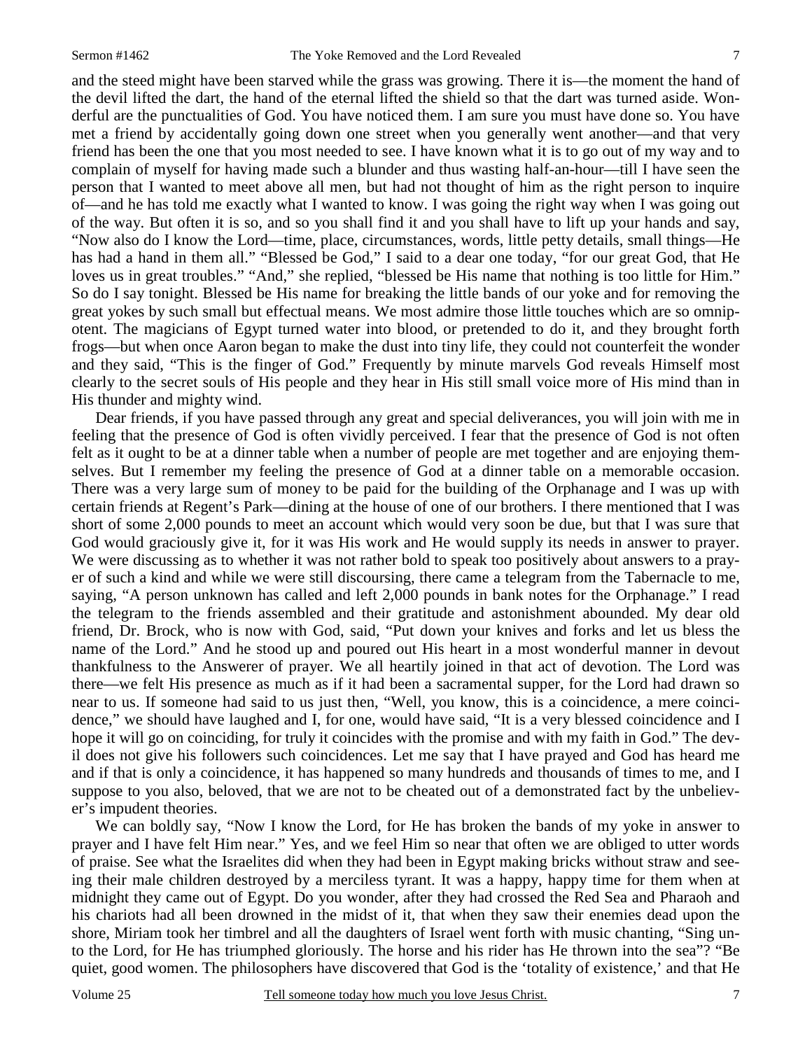and the steed might have been starved while the grass was growing. There it is—the moment the hand of the devil lifted the dart, the hand of the eternal lifted the shield so that the dart was turned aside. Wonderful are the punctualities of God. You have noticed them. I am sure you must have done so. You have met a friend by accidentally going down one street when you generally went another—and that very friend has been the one that you most needed to see. I have known what it is to go out of my way and to complain of myself for having made such a blunder and thus wasting half-an-hour—till I have seen the person that I wanted to meet above all men, but had not thought of him as the right person to inquire of—and he has told me exactly what I wanted to know. I was going the right way when I was going out of the way. But often it is so, and so you shall find it and you shall have to lift up your hands and say, "Now also do I know the Lord—time, place, circumstances, words, little petty details, small things—He has had a hand in them all." "Blessed be God," I said to a dear one today, "for our great God, that He loves us in great troubles." "And," she replied, "blessed be His name that nothing is too little for Him." So do I say tonight. Blessed be His name for breaking the little bands of our yoke and for removing the great yokes by such small but effectual means. We most admire those little touches which are so omnipotent. The magicians of Egypt turned water into blood, or pretended to do it, and they brought forth frogs—but when once Aaron began to make the dust into tiny life, they could not counterfeit the wonder and they said, "This is the finger of God." Frequently by minute marvels God reveals Himself most clearly to the secret souls of His people and they hear in His still small voice more of His mind than in His thunder and mighty wind.

Dear friends, if you have passed through any great and special deliverances, you will join with me in feeling that the presence of God is often vividly perceived. I fear that the presence of God is not often felt as it ought to be at a dinner table when a number of people are met together and are enjoying themselves. But I remember my feeling the presence of God at a dinner table on a memorable occasion. There was a very large sum of money to be paid for the building of the Orphanage and I was up with certain friends at Regent's Park—dining at the house of one of our brothers. I there mentioned that I was short of some 2,000 pounds to meet an account which would very soon be due, but that I was sure that God would graciously give it, for it was His work and He would supply its needs in answer to prayer. We were discussing as to whether it was not rather bold to speak too positively about answers to a prayer of such a kind and while we were still discoursing, there came a telegram from the Tabernacle to me, saying, "A person unknown has called and left 2,000 pounds in bank notes for the Orphanage." I read the telegram to the friends assembled and their gratitude and astonishment abounded. My dear old friend, Dr. Brock, who is now with God, said, "Put down your knives and forks and let us bless the name of the Lord." And he stood up and poured out His heart in a most wonderful manner in devout thankfulness to the Answerer of prayer. We all heartily joined in that act of devotion. The Lord was there—we felt His presence as much as if it had been a sacramental supper, for the Lord had drawn so near to us. If someone had said to us just then, "Well, you know, this is a coincidence, a mere coincidence," we should have laughed and I, for one, would have said, "It is a very blessed coincidence and I hope it will go on coinciding, for truly it coincides with the promise and with my faith in God." The devil does not give his followers such coincidences. Let me say that I have prayed and God has heard me and if that is only a coincidence, it has happened so many hundreds and thousands of times to me, and I suppose to you also, beloved, that we are not to be cheated out of a demonstrated fact by the unbeliever's impudent theories.

We can boldly say, "Now I know the Lord, for He has broken the bands of my yoke in answer to prayer and I have felt Him near." Yes, and we feel Him so near that often we are obliged to utter words of praise. See what the Israelites did when they had been in Egypt making bricks without straw and seeing their male children destroyed by a merciless tyrant. It was a happy, happy time for them when at midnight they came out of Egypt. Do you wonder, after they had crossed the Red Sea and Pharaoh and his chariots had all been drowned in the midst of it, that when they saw their enemies dead upon the shore, Miriam took her timbrel and all the daughters of Israel went forth with music chanting, "Sing unto the Lord, for He has triumphed gloriously. The horse and his rider has He thrown into the sea"? "Be quiet, good women. The philosophers have discovered that God is the 'totality of existence,' and that He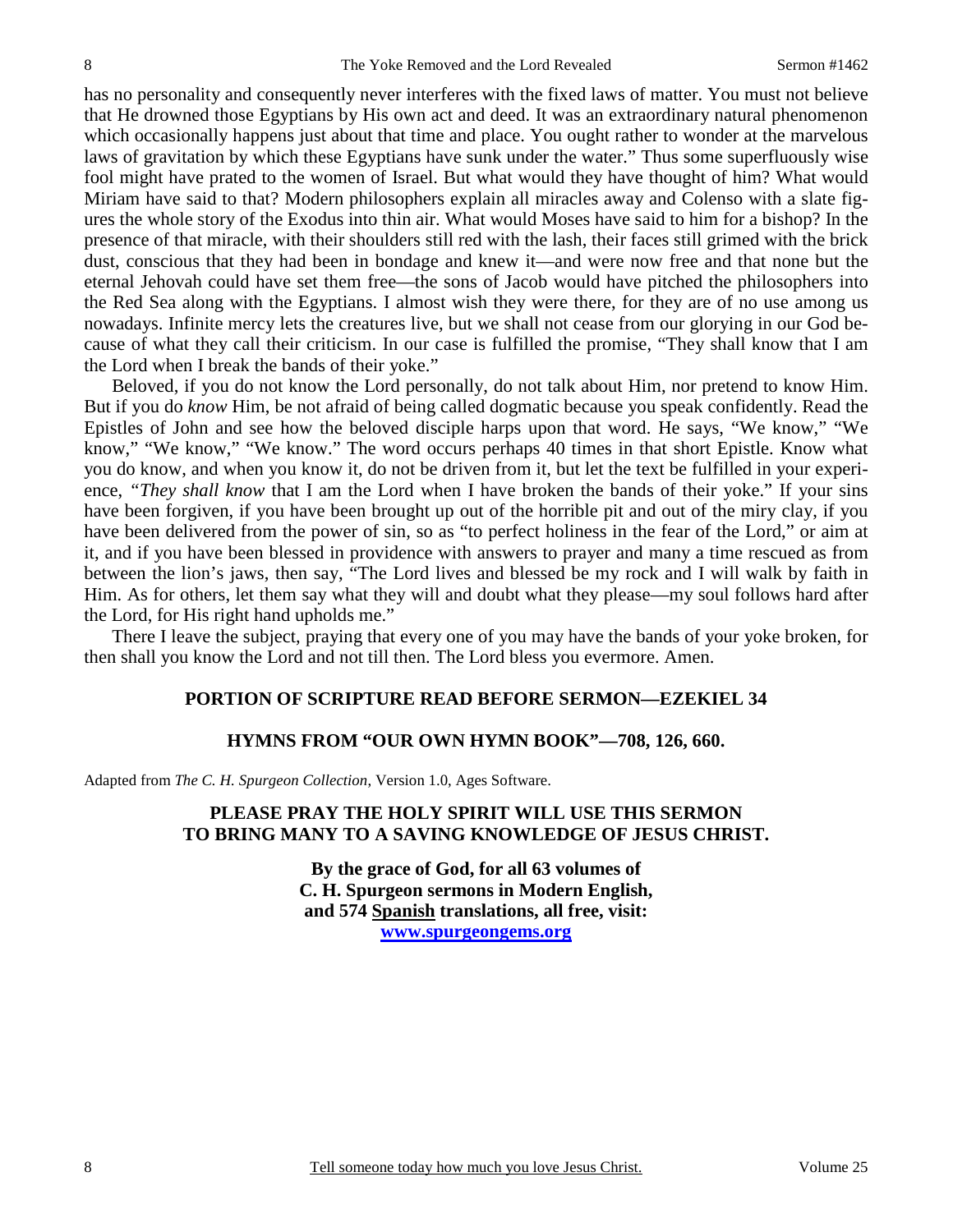has no personality and consequently never interferes with the fixed laws of matter. You must not believe that He drowned those Egyptians by His own act and deed. It was an extraordinary natural phenomenon which occasionally happens just about that time and place. You ought rather to wonder at the marvelous laws of gravitation by which these Egyptians have sunk under the water." Thus some superfluously wise fool might have prated to the women of Israel. But what would they have thought of him? What would Miriam have said to that? Modern philosophers explain all miracles away and Colenso with a slate figures the whole story of the Exodus into thin air. What would Moses have said to him for a bishop? In the presence of that miracle, with their shoulders still red with the lash, their faces still grimed with the brick dust, conscious that they had been in bondage and knew it—and were now free and that none but the eternal Jehovah could have set them free—the sons of Jacob would have pitched the philosophers into the Red Sea along with the Egyptians. I almost wish they were there, for they are of no use among us nowadays. Infinite mercy lets the creatures live, but we shall not cease from our glorying in our God because of what they call their criticism. In our case is fulfilled the promise, "They shall know that I am the Lord when I break the bands of their yoke."

Beloved, if you do not know the Lord personally, do not talk about Him, nor pretend to know Him. But if you do *know* Him, be not afraid of being called dogmatic because you speak confidently. Read the Epistles of John and see how the beloved disciple harps upon that word. He says, "We know," "We know," "We know," "We know." The word occurs perhaps 40 times in that short Epistle. Know what you do know, and when you know it, do not be driven from it, but let the text be fulfilled in your experience, "*They shall know* that I am the Lord when I have broken the bands of their yoke." If your sins have been forgiven, if you have been brought up out of the horrible pit and out of the miry clay, if you have been delivered from the power of sin, so as "to perfect holiness in the fear of the Lord," or aim at it, and if you have been blessed in providence with answers to prayer and many a time rescued as from between the lion's jaws, then say, "The Lord lives and blessed be my rock and I will walk by faith in Him. As for others, let them say what they will and doubt what they please—my soul follows hard after the Lord, for His right hand upholds me."

There I leave the subject, praying that every one of you may have the bands of your yoke broken, for then shall you know the Lord and not till then. The Lord bless you evermore. Amen.

## PORTION OF SCRIPTURE READ BEFORE SERMON—EZEKIEL 34

## HYMNS FROM "OUR OWN HYMN BOOK"—708, 126, 660.

Adapted from *The C. H. Spurgeon Collection,* Version 1.0, Ages Software.

**PLEASE PRAY THE HOLY SPIRIT WILL USE THIS SERMON TO BRING MANY TO A SAVING KNOWLEDGE OF JESUS CHRIST.**

**By the grace of God, for all 63 volumes of C. H. Spurgeon sermons in Modern English, and 574 Spanish translations, all free, visit: www.spurgeongems.org**

Tell someone today how much you love Jesus Christ.